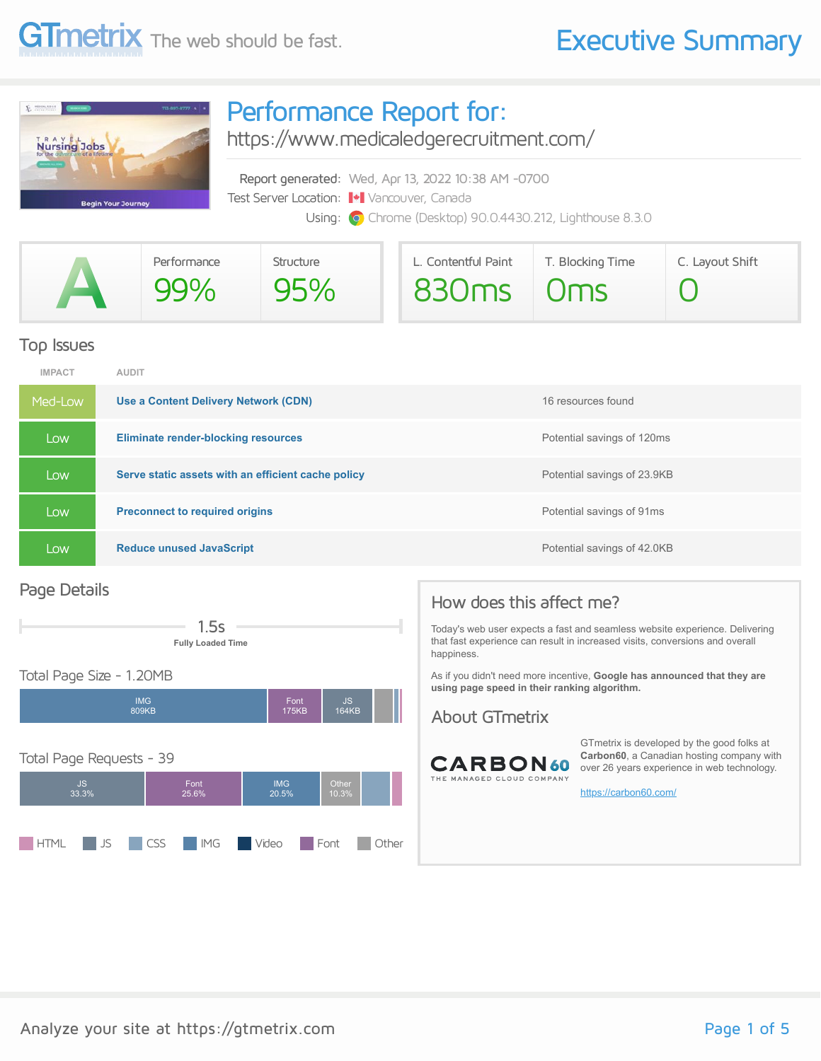GTmetrix The web should be fast.

# Executive Summary

## Performance Report for:

https://www.medicaledgerecruitment.com/

Report generated: Wed, Apr 13, 2022 10:38 AM -0700
Test Server Location: Vancouver, Canada
Using: Chrome (Desktop) 90.0.4430.212, Lighthouse 8.3.0

| GTmetrix Grade | Performance | Structure | L. Contentful Paint | T. Blocking Time | C. Layout Shift |
|---|---|---|---|---|---|
| A | 99% | 95% | 830ms | 0ms | 0 |

## Top Issues

| IMPACT | AUDIT | |
|---|---|---|
| Med-Low | **Use a Content Delivery Network (CDN)** | 16 resources found |
| Low | **Eliminate render-blocking resources** | Potential savings of 120ms |
| Low | **Serve static assets with an efficient cache policy** | Potential savings of 23.9KB |
| Low | **Preconnect to required origins** | Potential savings of 91ms |
| Low | **Reduce unused JavaScript** | Potential savings of 42.0KB |

## Page Details

1.5s
**Fully Loaded Time**

### Total Page Size - 1.20MB

IMG 809KB | Font 175KB | JS 164KB

### Total Page Requests - 39

JS 33.3% | Font 25.6% | IMG 20.5% | Other 10.3%

HTML | JS | CSS | IMG | Video | Font | Other

## How does this affect me?

Today's web user expects a fast and seamless website experience. Delivering that fast experience can result in increased visits, conversions and overall happiness.

As if you didn't need more incentive, **Google has announced that they are using page speed in their ranking algorithm.**

## About GTmetrix

CARBON60 THE MANAGED CLOUD COMPANY

GTmetrix is developed by the good folks at **Carbon60**, a Canadian hosting company with over 26 years experience in web technology.

https://carbon60.com/

Analyze your site at https://gtmetrix.com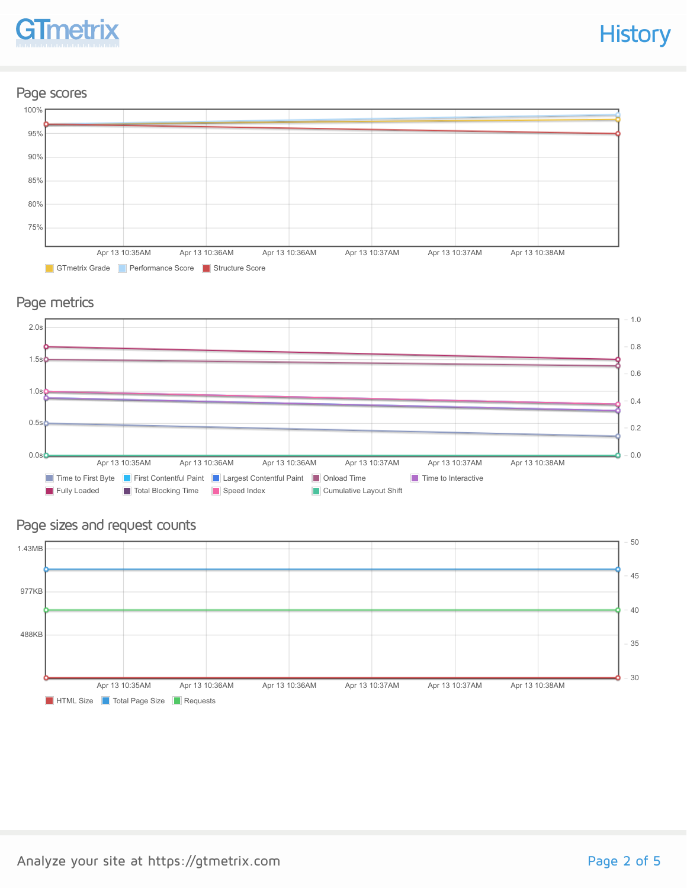# History

## Page scores

100%
95%
90%
85%
80%
75%

Apr 13 10:35AM | Apr 13 10:36AM | Apr 13 10:36AM | Apr 13 10:37AM | Apr 13 10:37AM | Apr 13 10:38AM

GTmetrix Grade | Performance Score | Structure Score

## Page metrics

2.0s
1.5s
1.0s
0.5s
0.0s

1.0
0.8
0.6
0.4
0.2
0.0

Apr 13 10:35AM | Apr 13 10:36AM | Apr 13 10:36AM | Apr 13 10:37AM | Apr 13 10:37AM | Apr 13 10:38AM

Time to First Byte | First Contentful Paint | Largest Contentful Paint | Onload Time | Time to Interactive | Fully Loaded | Total Blocking Time | Speed Index | Cumulative Layout Shift

## Page sizes and request counts

1.43MB
977KB
488KB

50
45
40
35
30

Apr 13 10:35AM | Apr 13 10:36AM | Apr 13 10:36AM | Apr 13 10:37AM | Apr 13 10:37AM | Apr 13 10:38AM

HTML Size | Total Page Size | Requests

Analyze your site at https://gtmetrix.com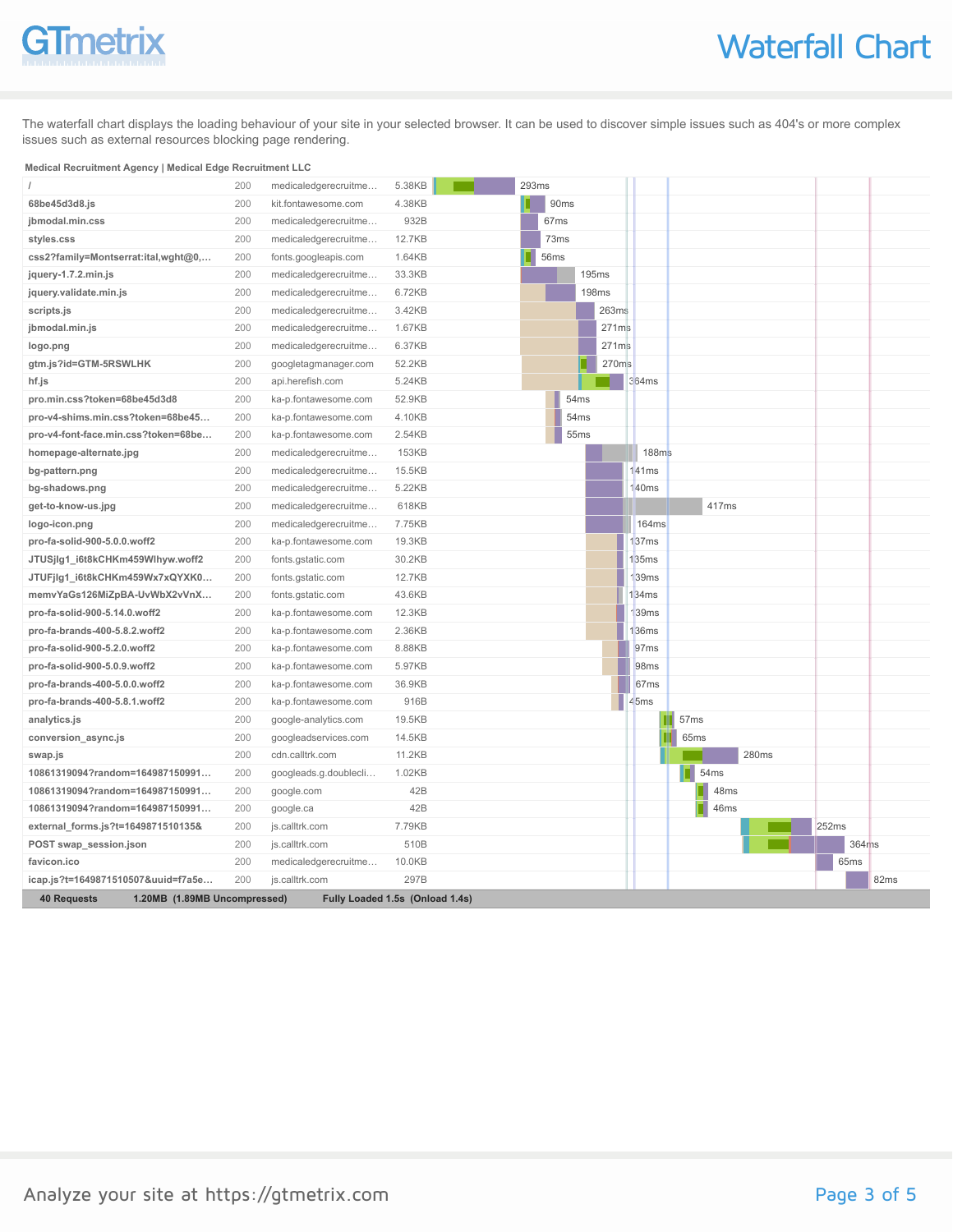# Waterfall Chart

The waterfall chart displays the loading behaviour of your site in your selected browser. It can be used to discover simple issues such as 404's or more complex issues such as external resources blocking page rendering.

**Medical Recruitment Agency | Medical Edge Recruitment LLC**

| Resource | Status | Domain | Size | Time |
|---|---|---|---|---|
| / | 200 | medicaledgerecruitme… | 5.38KB | 293ms |
| 68be45d3d8.js | 200 | kit.fontawesome.com | 4.38KB | 90ms |
| jbmodal.min.css | 200 | medicaledgerecruitme… | 932B | 67ms |
| styles.css | 200 | medicaledgerecruitme… | 12.7KB | 73ms |
| css2?family=Montserrat:ital,wght@0,… | 200 | fonts.googleapis.com | 1.64KB | 56ms |
| jquery-1.7.2.min.js | 200 | medicaledgerecruitme… | 33.3KB | 195ms |
| jquery.validate.min.js | 200 | medicaledgerecruitme… | 6.72KB | 198ms |
| scripts.js | 200 | medicaledgerecruitme… | 3.42KB | 263ms |
| jbmodal.min.js | 200 | medicaledgerecruitme… | 1.67KB | 271ms |
| logo.png | 200 | medicaledgerecruitme… | 6.37KB | 271ms |
| gtm.js?id=GTM-5RSWLHK | 200 | googletagmanager.com | 52.2KB | 270ms |
| hf.js | 200 | api.herefish.com | 5.24KB | 364ms |
| pro.min.css?token=68be45d3d8 | 200 | ka-p.fontawesome.com | 52.9KB | 54ms |
| pro-v4-shims.min.css?token=68be45… | 200 | ka-p.fontawesome.com | 4.10KB | 54ms |
| pro-v4-font-face.min.css?token=68be… | 200 | ka-p.fontawesome.com | 2.54KB | 55ms |
| homepage-alternate.jpg | 200 | medicaledgerecruitme… | 153KB | 188ms |
| bg-pattern.png | 200 | medicaledgerecruitme… | 15.5KB | 141ms |
| bg-shadows.png | 200 | medicaledgerecruitme… | 5.22KB | 140ms |
| get-to-know-us.jpg | 200 | medicaledgerecruitme… | 618KB | 417ms |
| logo-icon.png | 200 | medicaledgerecruitme… | 7.75KB | 164ms |
| pro-fa-solid-900-5.0.0.woff2 | 200 | ka-p.fontawesome.com | 19.3KB | 137ms |
| JTUSjIg1_i6t8kCHKm459Wlhyw.woff2 | 200 | fonts.gstatic.com | 30.2KB | 135ms |
| JTUFjIg1_i6t8kCHKm459Wx7xQYXK0… | 200 | fonts.gstatic.com | 12.7KB | 139ms |
| memvYaGs126MiZpBA-UvWbX2vVnX… | 200 | fonts.gstatic.com | 43.6KB | 134ms |
| pro-fa-solid-900-5.14.0.woff2 | 200 | ka-p.fontawesome.com | 12.3KB | 139ms |
| pro-fa-brands-400-5.8.2.woff2 | 200 | ka-p.fontawesome.com | 2.36KB | 136ms |
| pro-fa-solid-900-5.2.0.woff2 | 200 | ka-p.fontawesome.com | 8.88KB | 97ms |
| pro-fa-solid-900-5.0.9.woff2 | 200 | ka-p.fontawesome.com | 5.97KB | 98ms |
| pro-fa-brands-400-5.0.0.woff2 | 200 | ka-p.fontawesome.com | 36.9KB | 67ms |
| pro-fa-brands-400-5.8.1.woff2 | 200 | ka-p.fontawesome.com | 916B | 45ms |
| analytics.js | 200 | google-analytics.com | 19.5KB | 57ms |
| conversion_async.js | 200 | googleadservices.com | 14.5KB | 65ms |
| swap.js | 200 | cdn.calltrk.com | 11.2KB | 280ms |
| 10861319094?random=164987150991… | 200 | googleads.g.doublecli… | 1.02KB | 54ms |
| 10861319094?random=164987150991… | 200 | google.com | 42B | 48ms |
| 10861319094?random=164987150991… | 200 | google.ca | 42B | 46ms |
| external_forms.js?t=1649871510135& | 200 | js.calltrk.com | 7.79KB | 252ms |
| POST swap_session.json | 200 | js.calltrk.com | 510B | 364ms |
| favicon.ico | 200 | medicaledgerecruitme… | 10.0KB | 65ms |
| icap.js?t=1649871510507&uuid=f7a5e… | 200 | js.calltrk.com | 297B | 82ms |

**40 Requests** **1.20MB (1.89MB Uncompressed)** **Fully Loaded 1.5s (Onload 1.4s)**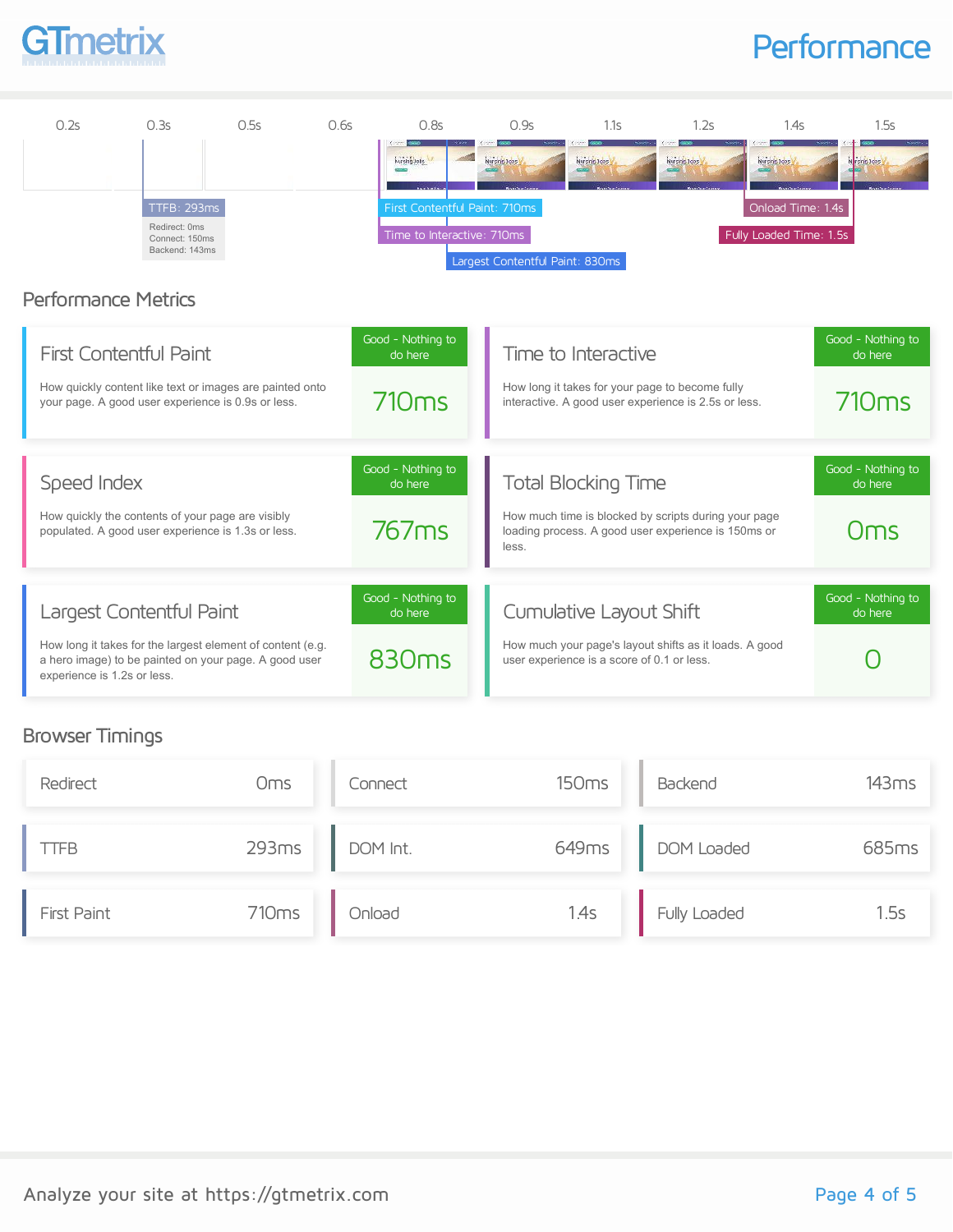# Performance

| 0.2s | 0.3s | 0.5s | 0.6s | 0.8s | 0.9s | 1.1s | 1.2s | 1.4s | 1.5s |
|---|---|---|---|---|---|---|---|---|---|

TTFB: 293ms
Redirect: 0ms
Connect: 150ms
Backend: 143ms

First Contentful Paint: 710ms

Time to Interactive: 710ms

Largest Contentful Paint: 830ms

Onload Time: 1.4s

Fully Loaded Time: 1.5s

## Performance Metrics

### First Contentful Paint

How quickly content like text or images are painted onto your page. A good user experience is 0.9s or less.

Good - Nothing to do here

**710ms**

### Time to Interactive

How long it takes for your page to become fully interactive. A good user experience is 2.5s or less.

Good - Nothing to do here

**710ms**

### Speed Index

How quickly the contents of your page are visibly populated. A good user experience is 1.3s or less.

Good - Nothing to do here

**767ms**

### Total Blocking Time

How much time is blocked by scripts during your page loading process. A good user experience is 150ms or less.

Good - Nothing to do here

**0ms**

### Largest Contentful Paint

How long it takes for the largest element of content (e.g. a hero image) to be painted on your page. A good user experience is 1.2s or less.

Good - Nothing to do here

**830ms**

### Cumulative Layout Shift

How much your page's layout shifts as it loads. A good user experience is a score of 0.1 or less.

Good - Nothing to do here

**0**

## Browser Timings

| Timing | Value | Timing | Value | Timing | Value |
|---|---|---|---|---|---|
| Redirect | 0ms | Connect | 150ms | Backend | 143ms |
| TTFB | 293ms | DOM Int. | 649ms | DOM Loaded | 685ms |
| First Paint | 710ms | Onload | 1.4s | Fully Loaded | 1.5s |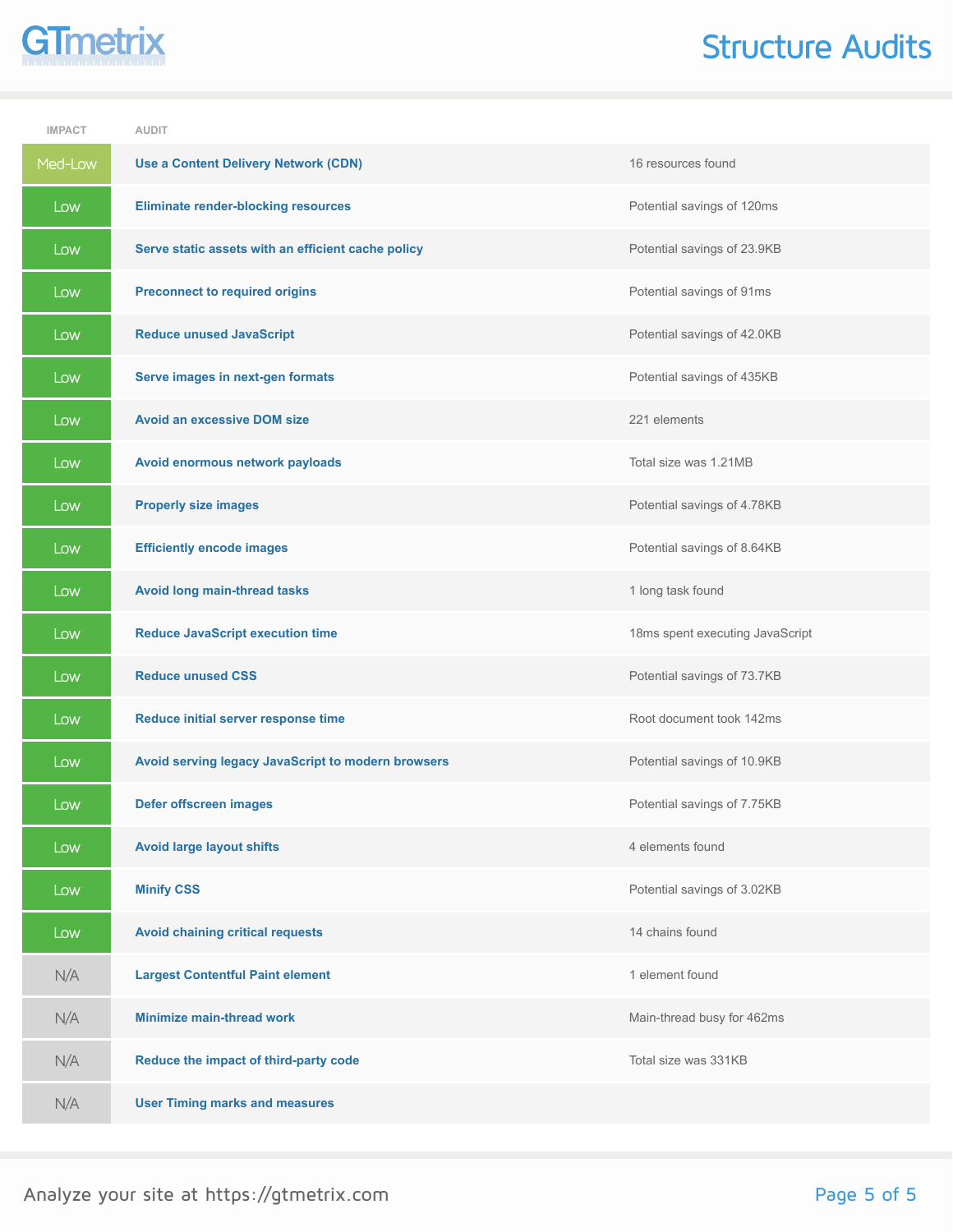# Structure Audits

| IMPACT | AUDIT | |
|---|---|---|
| Med-Low | Use a Content Delivery Network (CDN) | 16 resources found |
| Low | Eliminate render-blocking resources | Potential savings of 120ms |
| Low | Serve static assets with an efficient cache policy | Potential savings of 23.9KB |
| Low | Preconnect to required origins | Potential savings of 91ms |
| Low | Reduce unused JavaScript | Potential savings of 42.0KB |
| Low | Serve images in next-gen formats | Potential savings of 435KB |
| Low | Avoid an excessive DOM size | 221 elements |
| Low | Avoid enormous network payloads | Total size was 1.21MB |
| Low | Properly size images | Potential savings of 4.78KB |
| Low | Efficiently encode images | Potential savings of 8.64KB |
| Low | Avoid long main-thread tasks | 1 long task found |
| Low | Reduce JavaScript execution time | 18ms spent executing JavaScript |
| Low | Reduce unused CSS | Potential savings of 73.7KB |
| Low | Reduce initial server response time | Root document took 142ms |
| Low | Avoid serving legacy JavaScript to modern browsers | Potential savings of 10.9KB |
| Low | Defer offscreen images | Potential savings of 7.75KB |
| Low | Avoid large layout shifts | 4 elements found |
| Low | Minify CSS | Potential savings of 3.02KB |
| Low | Avoid chaining critical requests | 14 chains found |
| N/A | Largest Contentful Paint element | 1 element found |
| N/A | Minimize main-thread work | Main-thread busy for 462ms |
| N/A | Reduce the impact of third-party code | Total size was 331KB |
| N/A | User Timing marks and measures | |